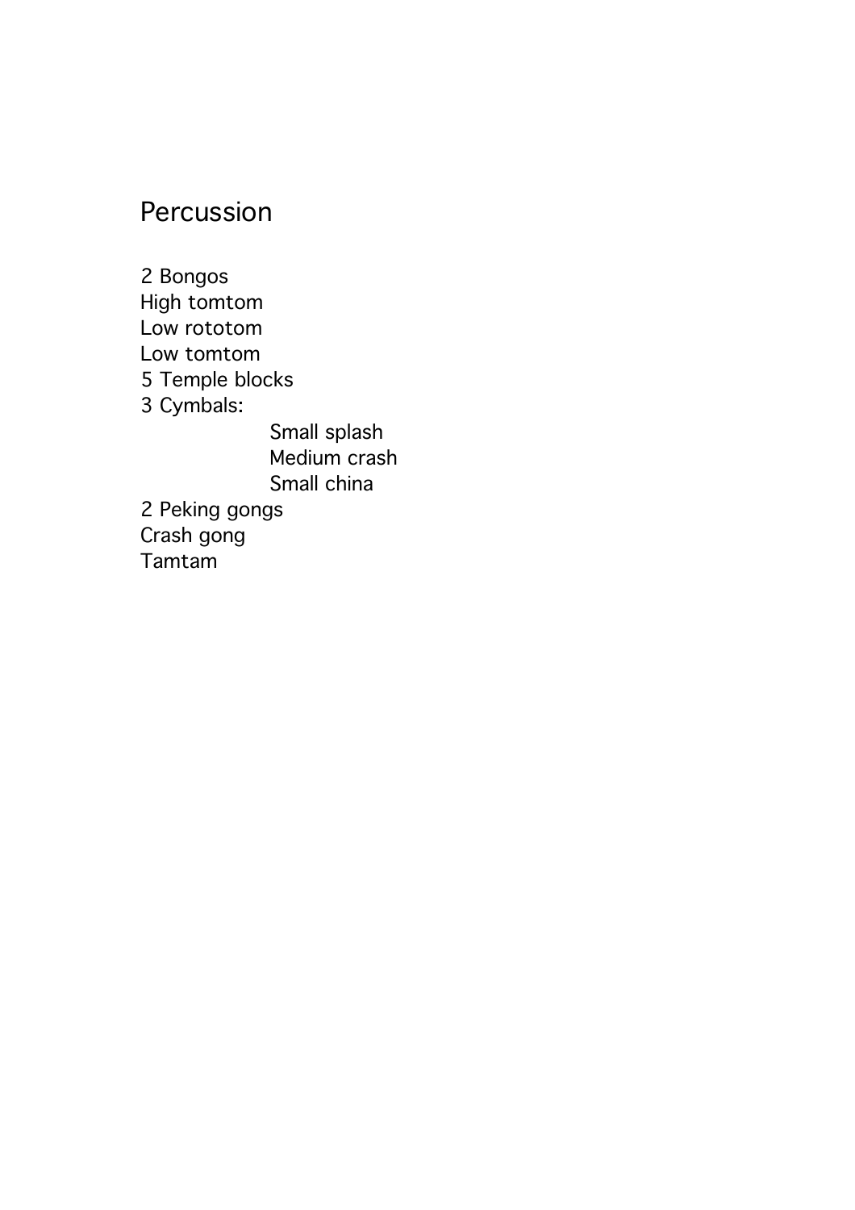# Percussion

2 Bongos
High tomtom
Low rototom
Low tomtom
5 Temple blocks
3 Cymbals:
- Small splash
- Medium crash
- Small china

2 Peking gongs
Crash gong
Tamtam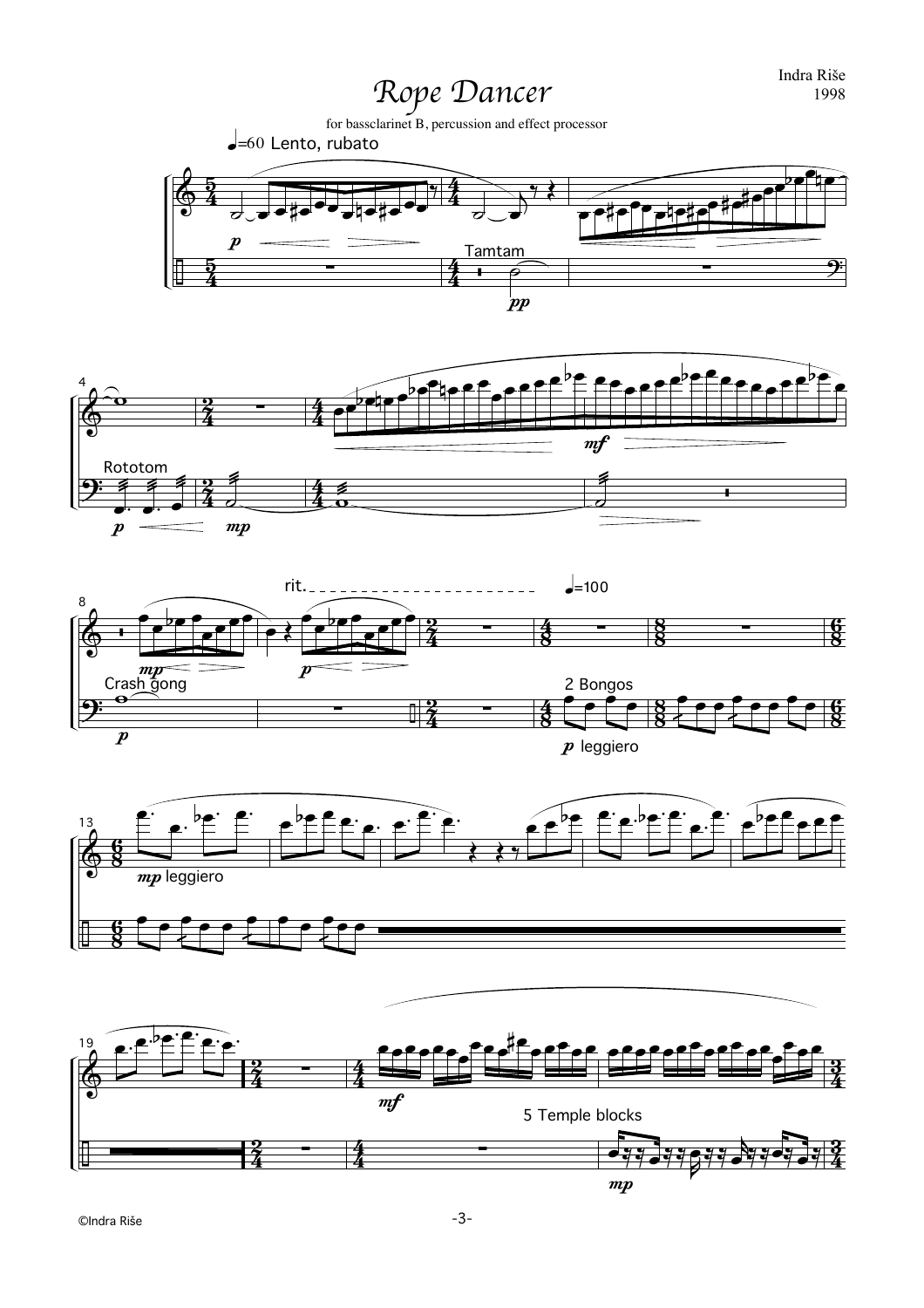# Rope Dancer

Indra Riše
1998

for bassclarinet B, percussion and effect processor

♩=60 Lento, rubato

Tamtam

Rototom

Crash gong

rit.

♩=100

2 Bongos

*p* leggiero

*mp* leggiero

5 Temple blocks

©Indra Riše